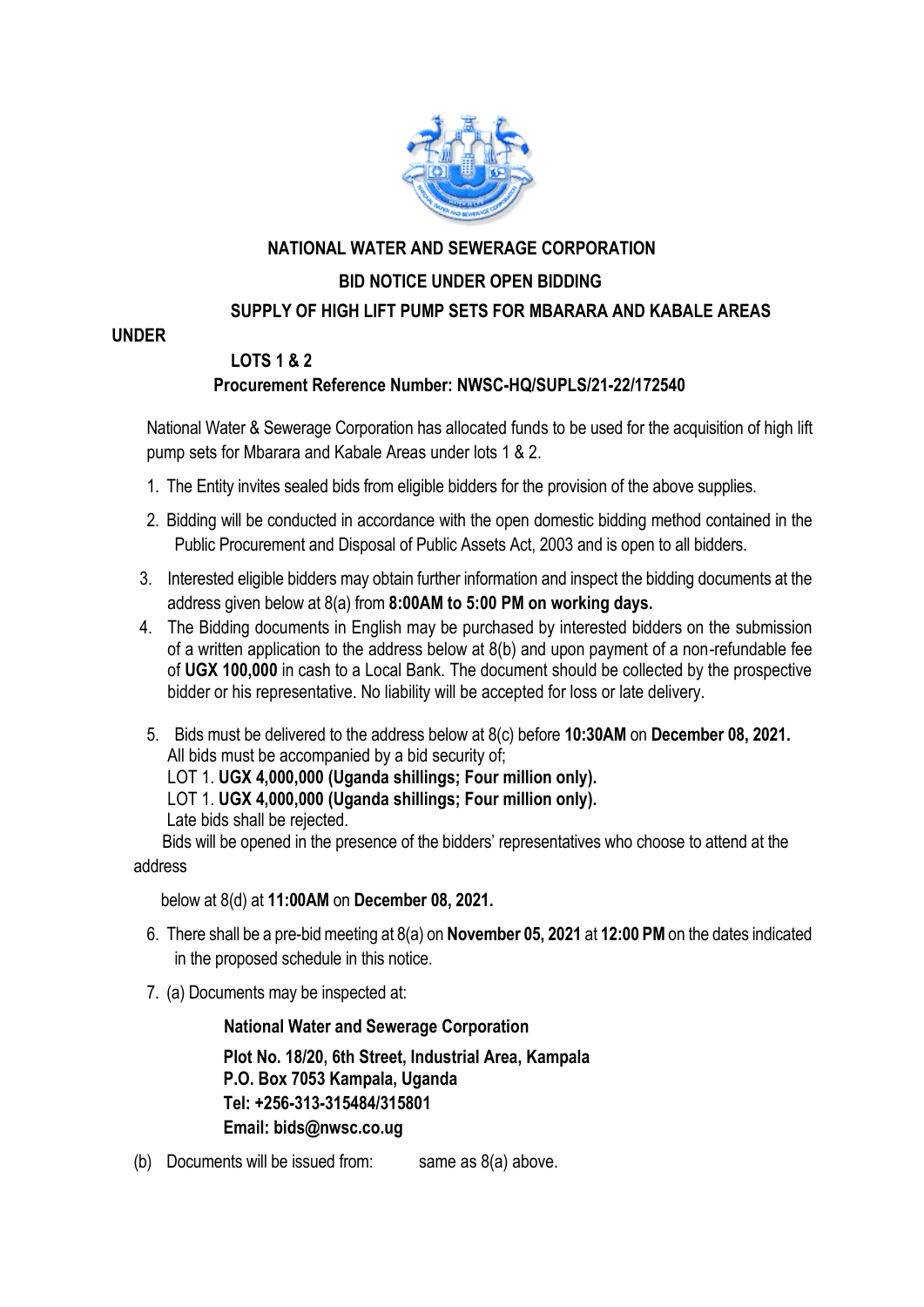**NATIONAL WATER AND SEWERAGE CORPORATION**

**BID NOTICE UNDER OPEN BIDDING**

**SUPPLY OF HIGH LIFT PUMP SETS FOR MBARARA AND KABALE AREAS**

**UNDER**

**LOTS 1 & 2**

**Procurement Reference Number: NWSC-HQ/SUPLS/21-22/172540**

National Water & Sewerage Corporation has allocated funds to be used for the acquisition of high lift pump sets for Mbarara and Kabale Areas under lots 1 & 2.

1. The Entity invites sealed bids from eligible bidders for the provision of the above supplies.
2. Bidding will be conducted in accordance with the open domestic bidding method contained in the Public Procurement and Disposal of Public Assets Act, 2003 and is open to all bidders.
3. Interested eligible bidders may obtain further information and inspect the bidding documents at the address given below at 8(a) from **8:00AM to 5:00 PM on working days.**
4. The Bidding documents in English may be purchased by interested bidders on the submission of a written application to the address below at 8(b) and upon payment of a non-refundable fee of **UGX 100,000** in cash to a Local Bank. The document should be collected by the prospective bidder or his representative. No liability will be accepted for loss or late delivery.
5. Bids must be delivered to the address below at 8(c) before **10:30AM** on **December 08, 2021.** All bids must be accompanied by a bid security of;
   LOT 1. **UGX 4,000,000 (Uganda shillings; Four million only).**
   LOT 1. **UGX 4,000,000 (Uganda shillings; Four million only).**
   Late bids shall be rejected.
   Bids will be opened in the presence of the bidders' representatives who choose to attend at the address
   below at 8(d) at **11:00AM** on **December 08, 2021.**
6. There shall be a pre-bid meeting at 8(a) on **November 05, 2021** at **12:00 PM** on the dates indicated in the proposed schedule in this notice.
7. (a) Documents may be inspected at:

   **National Water and Sewerage Corporation**
   **Plot No. 18/20, 6th Street, Industrial Area, Kampala**
   **P.O. Box 7053 Kampala, Uganda**
   **Tel: +256-313-315484/315801**
   **Email: bids@nwsc.co.ug**

(b) Documents will be issued from: same as 8(a) above.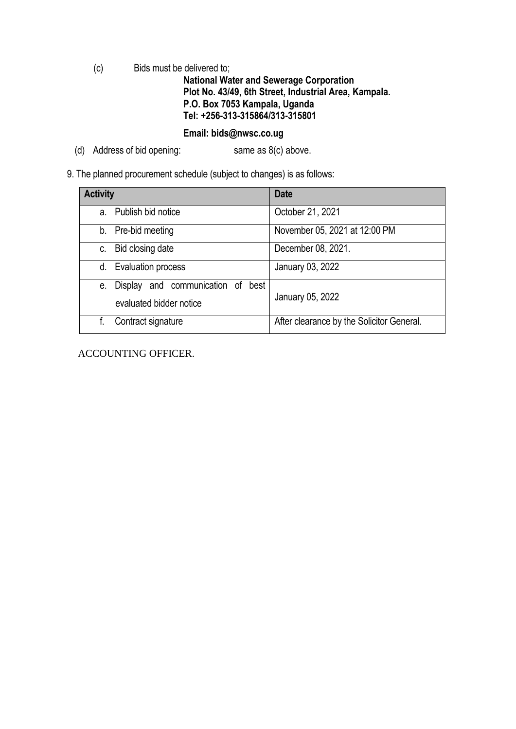(c) Bids must be delivered to;

**National Water and Sewerage Corporation**
**Plot No. 43/49, 6th Street, Industrial Area, Kampala.**
**P.O. Box 7053 Kampala, Uganda**
**Tel: +256-313-315864/313-315801**

**Email: bids@nwsc.co.ug**

(d) Address of bid opening: same as 8(c) above.

9. The planned procurement schedule (subject to changes) is as follows:

| Activity | Date |
| --- | --- |
| a. Publish bid notice | October 21, 2021 |
| b. Pre-bid meeting | November 05, 2021 at 12:00 PM |
| c. Bid closing date | December 08, 2021. |
| d. Evaluation process | January 03, 2022 |
| e. Display and communication of best evaluated bidder notice | January 05, 2022 |
| f. Contract signature | After clearance by the Solicitor General. |

ACCOUNTING OFFICER.